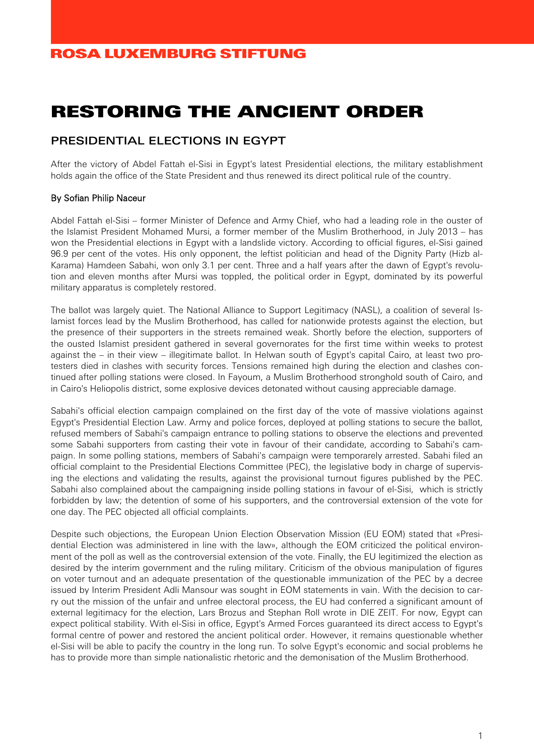ROSA LUXEMBURG STIFTUNG

# RESTORING THE ANCIENT ORDER

## PRESIDENTIAL ELECTIONS IN EGYPT

After the victory of Abdel Fattah el-Sisi in Egypt's latest Presidential elections, the military establishment holds again the office of the State President and thus renewed its direct political rule of the country.

By Sofian Philip Naceur

Abdel Fattah el-Sisi – former Minister of Defence and Army Chief, who had a leading role in the ouster of the Islamist President Mohamed Mursi, a former member of the Muslim Brotherhood, in July 2013 – has won the Presidential elections in Egypt with a landslide victory. According to official figures, el-Sisi gained 96.9 per cent of the votes. His only opponent, the leftist politician and head of the Dignity Party (Hizb al-Karama) Hamdeen Sabahi, won only 3.1 per cent. Three and a half years after the dawn of Egypt's revolution and eleven months after Mursi was toppled, the political order in Egypt, dominated by its powerful military apparatus is completely restored.

The ballot was largely quiet. The National Alliance to Support Legitimacy (NASL), a coalition of several Islamist forces lead by the Muslim Brotherhood, has called for nationwide protests against the election, but the presence of their supporters in the streets remained weak. Shortly before the election, supporters of the ousted Islamist president gathered in several governorates for the first time within weeks to protest against the – in their view – illegitimate ballot. In Helwan south of Egypt's capital Cairo, at least two protesters died in clashes with security forces. Tensions remained high during the election and clashes continued after polling stations were closed. In Fayoum, a Muslim Brotherhood stronghold south of Cairo, and in Cairo's Heliopolis district, some explosive devices detonated without causing appreciable damage.

Sabahi's official election campaign complained on the first day of the vote of massive violations against Egypt's Presidential Election Law. Army and police forces, deployed at polling stations to secure the ballot, refused members of Sabahi's campaign entrance to polling stations to observe the elections and prevented some Sabahi supporters from casting their vote in favour of their candidate, according to Sabahi's campaign. In some polling stations, members of Sabahi's campaign were temporarely arrested. Sabahi filed an official complaint to the Presidential Elections Committee (PEC), the legislative body in charge of supervising the elections and validating the results, against the provisional turnout figures published by the PEC. Sabahi also complained about the campaigning inside polling stations in favour of el-Sisi, which is strictly forbidden by law; the detention of some of his supporters, and the controversial extension of the vote for one day. The PEC objected all official complaints.

Despite such objections, the European Union Election Observation Mission (EU EOM) stated that «Presidential Election was administered in line with the law», although the EOM criticized the political environment of the poll as well as the controversial extension of the vote. Finally, the EU legitimized the election as desired by the interim government and the ruling military. Criticism of the obvious manipulation of figures on voter turnout and an adequate presentation of the questionable immunization of the PEC by a decree issued by Interim President Adli Mansour was sought in EOM statements in vain. With the decision to carry out the mission of the unfair and unfree electoral process, the EU had conferred a significant amount of external legitimacy for the election, Lars Brozus and Stephan Roll wrote in DIE ZEIT. For now, Egypt can expect political stability. With el-Sisi in office, Egypt's Armed Forces guaranteed its direct access to Egypt's formal centre of power and restored the ancient political order. However, it remains questionable whether el-Sisi will be able to pacify the country in the long run. To solve Egypt's economic and social problems he has to provide more than simple nationalistic rhetoric and the demonisation of the Muslim Brotherhood.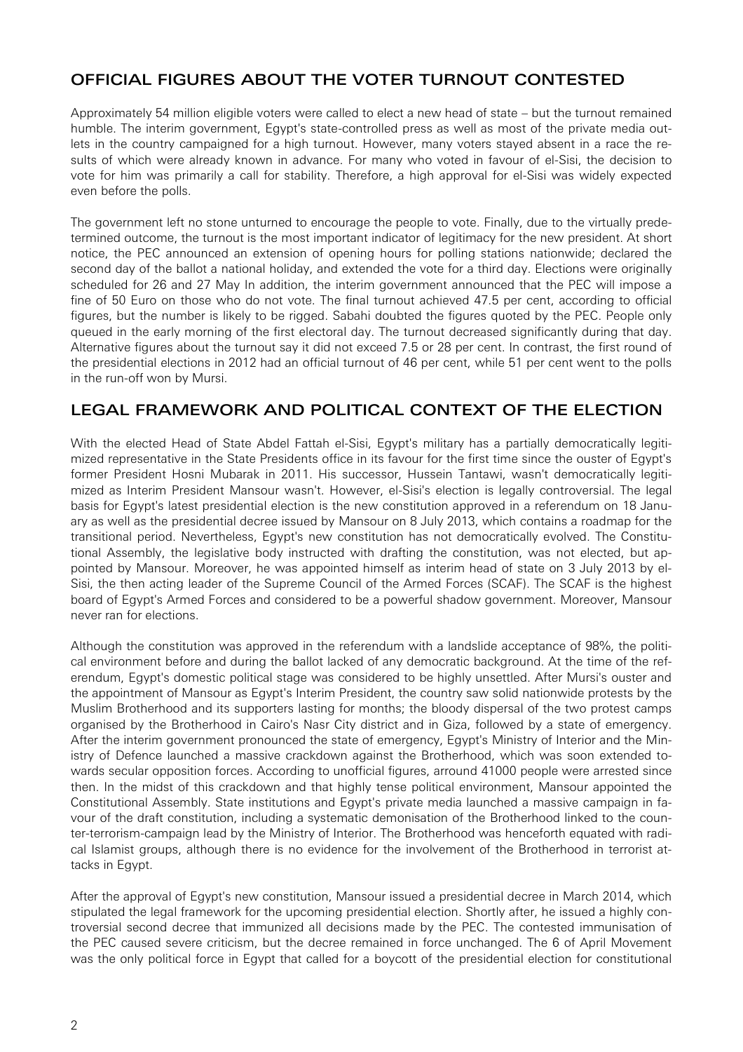## OFFICIAL FIGURES ABOUT THE VOTER TURNOUT CONTESTED

Approximately 54 million eligible voters were called to elect a new head of state – but the turnout remained humble. The interim government, Egypt's state-controlled press as well as most of the private media outlets in the country campaigned for a high turnout. However, many voters stayed absent in a race the results of which were already known in advance. For many who voted in favour of el-Sisi, the decision to vote for him was primarily a call for stability. Therefore, a high approval for el-Sisi was widely expected even before the polls.

The government left no stone unturned to encourage the people to vote. Finally, due to the virtually predetermined outcome, the turnout is the most important indicator of legitimacy for the new president. At short notice, the PEC announced an extension of opening hours for polling stations nationwide; declared the second day of the ballot a national holiday, and extended the vote for a third day. Elections were originally scheduled for 26 and 27 May In addition, the interim government announced that the PEC will impose a fine of 50 Euro on those who do not vote. The final turnout achieved 47.5 per cent, according to official figures, but the number is likely to be rigged. Sabahi doubted the figures quoted by the PEC. People only queued in the early morning of the first electoral day. The turnout decreased significantly during that day. Alternative figures about the turnout say it did not exceed 7.5 or 28 per cent. In contrast, the first round of the presidential elections in 2012 had an official turnout of 46 per cent, while 51 per cent went to the polls in the run-off won by Mursi.

## LEGAL FRAMEWORK AND POLITICAL CONTEXT OF THE ELECTION

With the elected Head of State Abdel Fattah el-Sisi, Egypt's military has a partially democratically legitimized representative in the State Presidents office in its favour for the first time since the ouster of Egypt's former President Hosni Mubarak in 2011. His successor, Hussein Tantawi, wasn't democratically legitimized as Interim President Mansour wasn't. However, el-Sisi's election is legally controversial. The legal basis for Egypt's latest presidential election is the new constitution approved in a referendum on 18 January as well as the presidential decree issued by Mansour on 8 July 2013, which contains a roadmap for the transitional period. Nevertheless, Egypt's new constitution has not democratically evolved. The Constitutional Assembly, the legislative body instructed with drafting the constitution, was not elected, but appointed by Mansour. Moreover, he was appointed himself as interim head of state on 3 July 2013 by el-Sisi, the then acting leader of the Supreme Council of the Armed Forces (SCAF). The SCAF is the highest board of Egypt's Armed Forces and considered to be a powerful shadow government. Moreover, Mansour never ran for elections.

Although the constitution was approved in the referendum with a landslide acceptance of 98%, the political environment before and during the ballot lacked of any democratic background. At the time of the referendum, Egypt's domestic political stage was considered to be highly unsettled. After Mursi's ouster and the appointment of Mansour as Egypt's Interim President, the country saw solid nationwide protests by the Muslim Brotherhood and its supporters lasting for months; the bloody dispersal of the two protest camps organised by the Brotherhood in Cairo's Nasr City district and in Giza, followed by a state of emergency. After the interim government pronounced the state of emergency, Egypt's Ministry of Interior and the Ministry of Defence launched a massive crackdown against the Brotherhood, which was soon extended towards secular opposition forces. According to unofficial figures, arround 41000 people were arrested since then. In the midst of this crackdown and that highly tense political environment, Mansour appointed the Constitutional Assembly. State institutions and Egypt's private media launched a massive campaign in favour of the draft constitution, including a systematic demonisation of the Brotherhood linked to the counter-terrorism-campaign lead by the Ministry of Interior. The Brotherhood was henceforth equated with radical Islamist groups, although there is no evidence for the involvement of the Brotherhood in terrorist attacks in Egypt.

After the approval of Egypt's new constitution, Mansour issued a presidential decree in March 2014, which stipulated the legal framework for the upcoming presidential election. Shortly after, he issued a highly controversial second decree that immunized all decisions made by the PEC. The contested immunisation of the PEC caused severe criticism, but the decree remained in force unchanged. The 6 of April Movement was the only political force in Egypt that called for a boycott of the presidential election for constitutional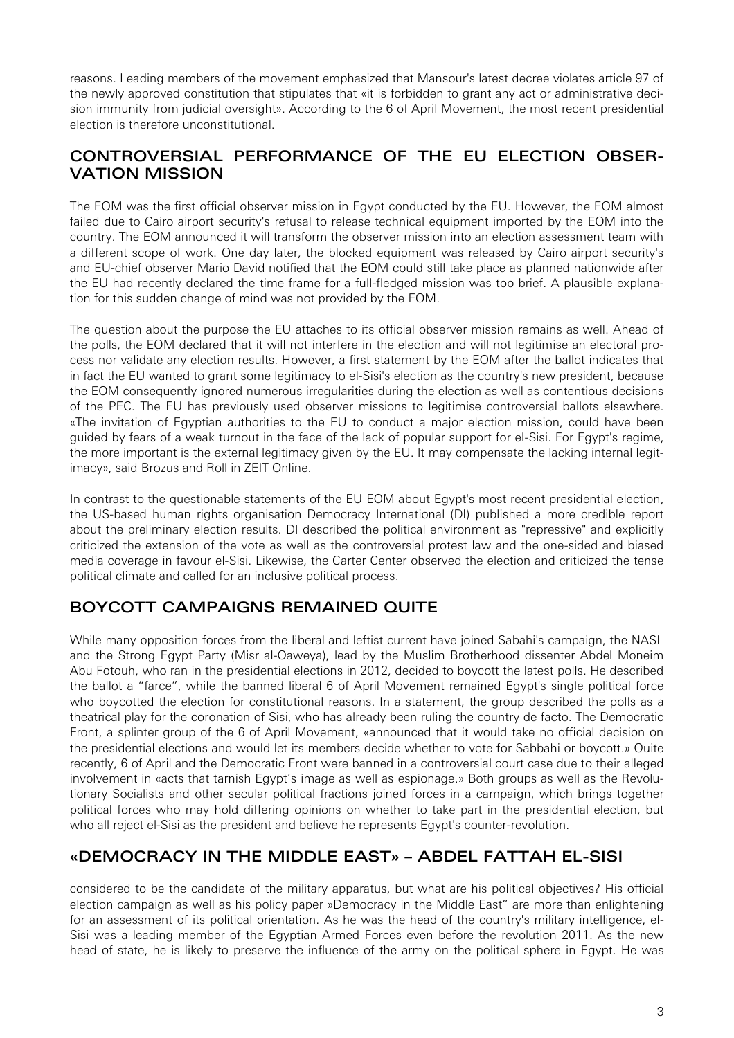reasons. Leading members of the movement emphasized that Mansour's latest decree violates article 97 of the newly approved constitution that stipulates that «it is forbidden to grant any act or administrative decision immunity from judicial oversight». According to the 6 of April Movement, the most recent presidential election is therefore unconstitutional.

## CONTROVERSIAL PERFORMANCE OF THE EU ELECTION OBSERVATION MISSION

The EOM was the first official observer mission in Egypt conducted by the EU. However, the EOM almost failed due to Cairo airport security's refusal to release technical equipment imported by the EOM into the country. The EOM announced it will transform the observer mission into an election assessment team with a different scope of work. One day later, the blocked equipment was released by Cairo airport security's and EU-chief observer Mario David notified that the EOM could still take place as planned nationwide after the EU had recently declared the time frame for a full-fledged mission was too brief. A plausible explanation for this sudden change of mind was not provided by the EOM.

The question about the purpose the EU attaches to its official observer mission remains as well. Ahead of the polls, the EOM declared that it will not interfere in the election and will not legitimise an electoral process nor validate any election results. However, a first statement by the EOM after the ballot indicates that in fact the EU wanted to grant some legitimacy to el-Sisi's election as the country's new president, because the EOM consequently ignored numerous irregularities during the election as well as contentious decisions of the PEC. The EU has previously used observer missions to legitimise controversial ballots elsewhere. «The invitation of Egyptian authorities to the EU to conduct a major election mission, could have been guided by fears of a weak turnout in the face of the lack of popular support for el-Sisi. For Egypt's regime, the more important is the external legitimacy given by the EU. It may compensate the lacking internal legitimacy», said Brozus and Roll in ZEIT Online.

In contrast to the questionable statements of the EU EOM about Egypt's most recent presidential election, the US-based human rights organisation Democracy International (DI) published a more credible report about the preliminary election results. DI described the political environment as "repressive" and explicitly criticized the extension of the vote as well as the controversial protest law and the one-sided and biased media coverage in favour el-Sisi. Likewise, the Carter Center observed the election and criticized the tense political climate and called for an inclusive political process.

## BOYCOTT CAMPAIGNS REMAINED QUITE

While many opposition forces from the liberal and leftist current have joined Sabahi's campaign, the NASL and the Strong Egypt Party (Misr al-Qaweya), lead by the Muslim Brotherhood dissenter Abdel Moneim Abu Fotouh, who ran in the presidential elections in 2012, decided to boycott the latest polls. He described the ballot a "farce", while the banned liberal 6 of April Movement remained Egypt's single political force who boycotted the election for constitutional reasons. In a statement, the group described the polls as a theatrical play for the coronation of Sisi, who has already been ruling the country de facto. The Democratic Front, a splinter group of the 6 of April Movement, «announced that it would take no official decision on the presidential elections and would let its members decide whether to vote for Sabbahi or boycott.» Quite recently, 6 of April and the Democratic Front were banned in a controversial court case due to their alleged involvement in «acts that tarnish Egypt's image as well as espionage.» Both groups as well as the Revolutionary Socialists and other secular political fractions joined forces in a campaign, which brings together political forces who may hold differing opinions on whether to take part in the presidential election, but who all reject el-Sisi as the president and believe he represents Egypt's counter-revolution.

## «DEMOCRACY IN THE MIDDLE EAST» – ABDEL FATTAH EL-SISI

considered to be the candidate of the military apparatus, but what are his political objectives? His official election campaign as well as his policy paper »Democracy in the Middle East" are more than enlightening for an assessment of its political orientation. As he was the head of the country's military intelligence, el-Sisi was a leading member of the Egyptian Armed Forces even before the revolution 2011. As the new head of state, he is likely to preserve the influence of the army on the political sphere in Egypt. He was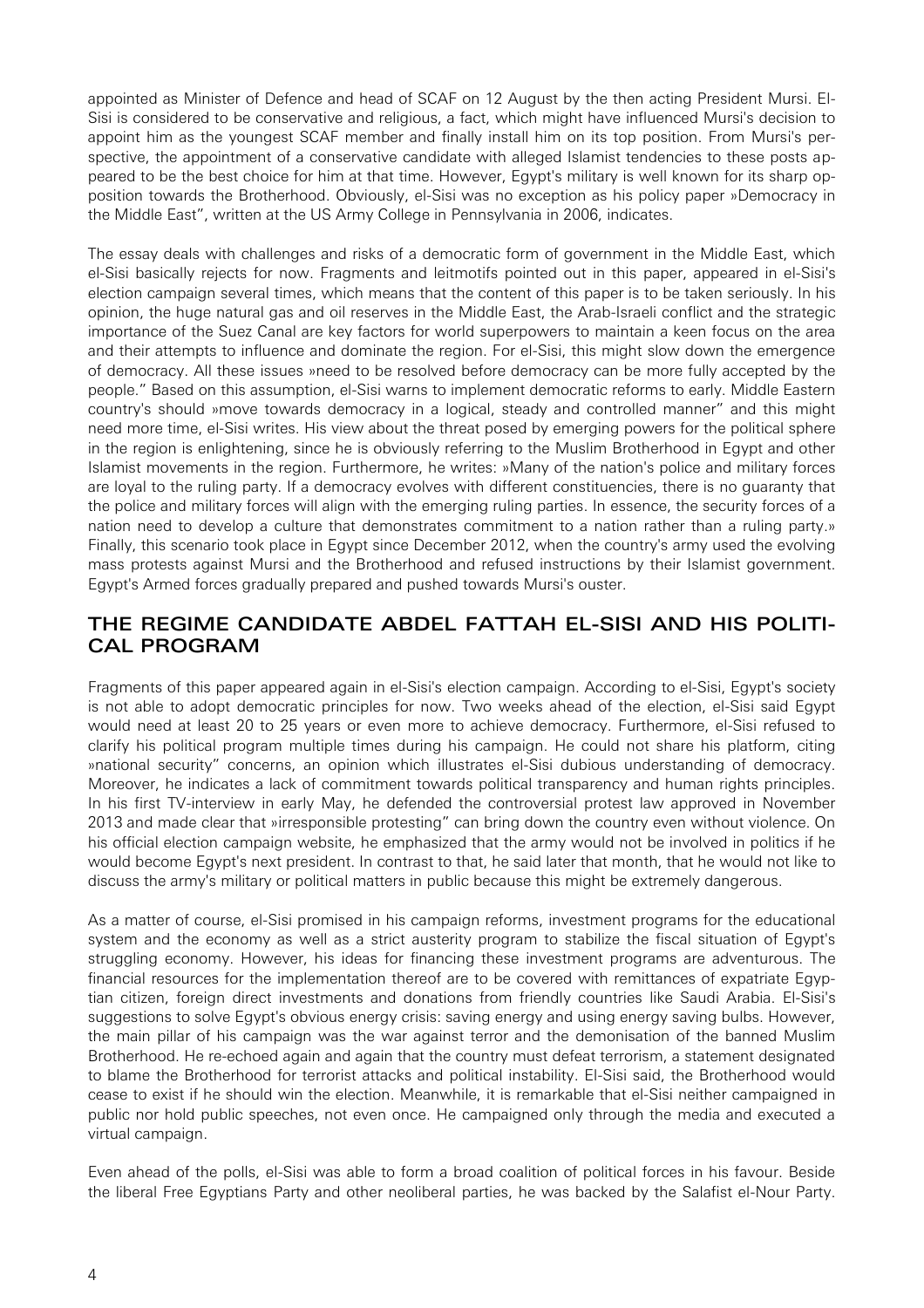appointed as Minister of Defence and head of SCAF on 12 August by the then acting President Mursi. El-Sisi is considered to be conservative and religious, a fact, which might have influenced Mursi's decision to appoint him as the youngest SCAF member and finally install him on its top position. From Mursi's perspective, the appointment of a conservative candidate with alleged Islamist tendencies to these posts appeared to be the best choice for him at that time. However, Egypt's military is well known for its sharp opposition towards the Brotherhood. Obviously, el-Sisi was no exception as his policy paper »Democracy in the Middle East", written at the US Army College in Pennsylvania in 2006, indicates.

The essay deals with challenges and risks of a democratic form of government in the Middle East, which el-Sisi basically rejects for now. Fragments and leitmotifs pointed out in this paper, appeared in el-Sisi's election campaign several times, which means that the content of this paper is to be taken seriously. In his opinion, the huge natural gas and oil reserves in the Middle East, the Arab-Israeli conflict and the strategic importance of the Suez Canal are key factors for world superpowers to maintain a keen focus on the area and their attempts to influence and dominate the region. For el-Sisi, this might slow down the emergence of democracy. All these issues »need to be resolved before democracy can be more fully accepted by the people." Based on this assumption, el-Sisi warns to implement democratic reforms to early. Middle Eastern country's should »move towards democracy in a logical, steady and controlled manner" and this might need more time, el-Sisi writes. His view about the threat posed by emerging powers for the political sphere in the region is enlightening, since he is obviously referring to the Muslim Brotherhood in Egypt and other Islamist movements in the region. Furthermore, he writes: »Many of the nation's police and military forces are loyal to the ruling party. If a democracy evolves with different constituencies, there is no guaranty that the police and military forces will align with the emerging ruling parties. In essence, the security forces of a nation need to develop a culture that demonstrates commitment to a nation rather than a ruling party.« Finally, this scenario took place in Egypt since December 2012, when the country's army used the evolving mass protests against Mursi and the Brotherhood and refused instructions by their Islamist government. Egypt's Armed forces gradually prepared and pushed towards Mursi's ouster.

## THE REGIME CANDIDATE ABDEL FATTAH EL-SISI AND HIS POLITICAL PROGRAM

Fragments of this paper appeared again in el-Sisi's election campaign. According to el-Sisi, Egypt's society is not able to adopt democratic principles for now. Two weeks ahead of the election, el-Sisi said Egypt would need at least 20 to 25 years or even more to achieve democracy. Furthermore, el-Sisi refused to clarify his political program multiple times during his campaign. He could not share his platform, citing »national security" concerns, an opinion which illustrates el-Sisi dubious understanding of democracy. Moreover, he indicates a lack of commitment towards political transparency and human rights principles. In his first TV-interview in early May, he defended the controversial protest law approved in November 2013 and made clear that »irresponsible protesting" can bring down the country even without violence. On his official election campaign website, he emphasized that the army would not be involved in politics if he would become Egypt's next president. In contrast to that, he said later that month, that he would not like to discuss the army's military or political matters in public because this might be extremely dangerous.

As a matter of course, el-Sisi promised in his campaign reforms, investment programs for the educational system and the economy as well as a strict austerity program to stabilize the fiscal situation of Egypt's struggling economy. However, his ideas for financing these investment programs are adventurous. The financial resources for the implementation thereof are to be covered with remittances of expatriate Egyptian citizen, foreign direct investments and donations from friendly countries like Saudi Arabia. El-Sisi's suggestions to solve Egypt's obvious energy crisis: saving energy and using energy saving bulbs. However, the main pillar of his campaign was the war against terror and the demonisation of the banned Muslim Brotherhood. He re-echoed again and again that the country must defeat terrorism, a statement designated to blame the Brotherhood for terrorist attacks and political instability. El-Sisi said, the Brotherhood would cease to exist if he should win the election. Meanwhile, it is remarkable that el-Sisi neither campaigned in public nor hold public speeches, not even once. He campaigned only through the media and executed a virtual campaign.

Even ahead of the polls, el-Sisi was able to form a broad coalition of political forces in his favour. Beside the liberal Free Egyptians Party and other neoliberal parties, he was backed by the Salafist el-Nour Party.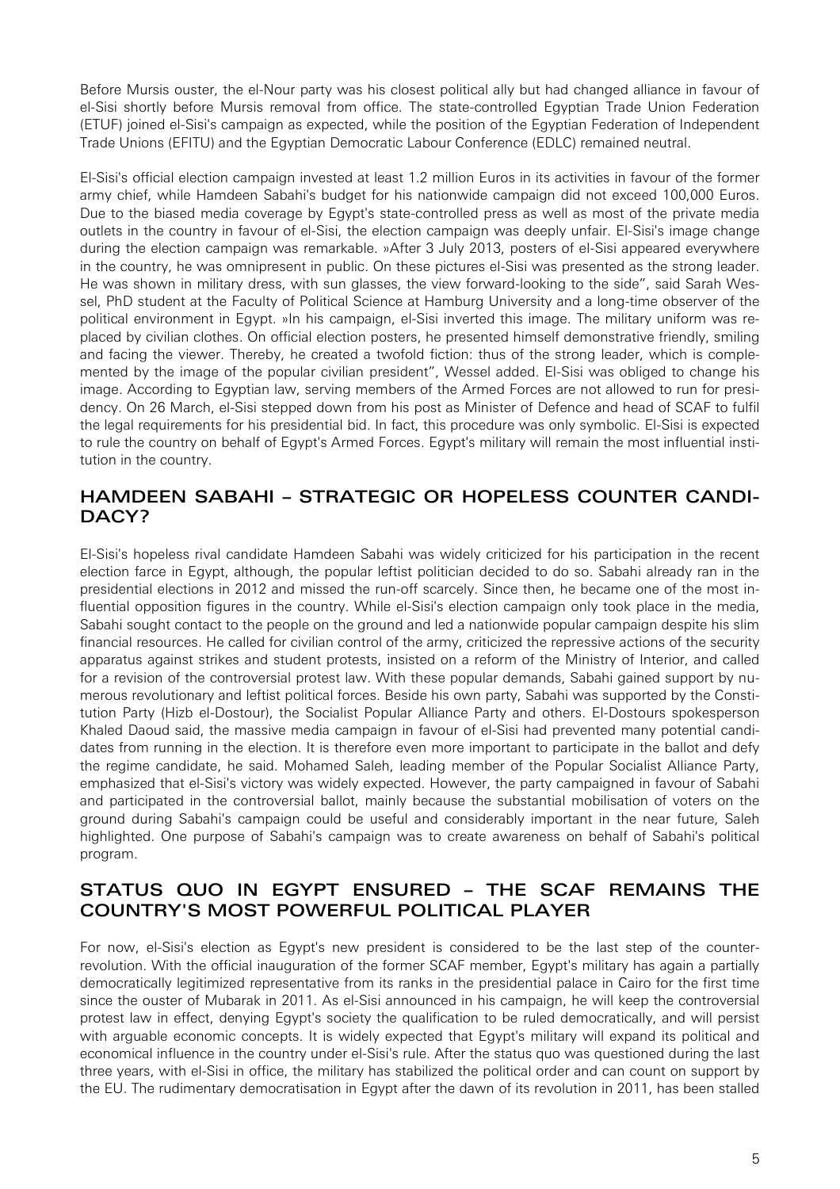Before Mursis ouster, the el-Nour party was his closest political ally but had changed alliance in favour of el-Sisi shortly before Mursis removal from office. The state-controlled Egyptian Trade Union Federation (ETUF) joined el-Sisi's campaign as expected, while the position of the Egyptian Federation of Independent Trade Unions (EFITU) and the Egyptian Democratic Labour Conference (EDLC) remained neutral.

El-Sisi's official election campaign invested at least 1.2 million Euros in its activities in favour of the former army chief, while Hamdeen Sabahi's budget for his nationwide campaign did not exceed 100,000 Euros. Due to the biased media coverage by Egypt's state-controlled press as well as most of the private media outlets in the country in favour of el-Sisi, the election campaign was deeply unfair. El-Sisi's image change during the election campaign was remarkable. »After 3 July 2013, posters of el-Sisi appeared everywhere in the country, he was omnipresent in public. On these pictures el-Sisi was presented as the strong leader. He was shown in military dress, with sun glasses, the view forward-looking to the side", said Sarah Wessel, PhD student at the Faculty of Political Science at Hamburg University and a long-time observer of the political environment in Egypt. »In his campaign, el-Sisi inverted this image. The military uniform was replaced by civilian clothes. On official election posters, he presented himself demonstrative friendly, smiling and facing the viewer. Thereby, he created a twofold fiction: thus of the strong leader, which is complemented by the image of the popular civilian president", Wessel added. El-Sisi was obliged to change his image. According to Egyptian law, serving members of the Armed Forces are not allowed to run for presidency. On 26 March, el-Sisi stepped down from his post as Minister of Defence and head of SCAF to fulfil the legal requirements for his presidential bid. In fact, this procedure was only symbolic. El-Sisi is expected to rule the country on behalf of Egypt's Armed Forces. Egypt's military will remain the most influential institution in the country.

## HAMDEEN SABAHI – STRATEGIC OR HOPELESS COUNTER CANDIDACY?

El-Sisi's hopeless rival candidate Hamdeen Sabahi was widely criticized for his participation in the recent election farce in Egypt, although, the popular leftist politician decided to do so. Sabahi already ran in the presidential elections in 2012 and missed the run-off scarcely. Since then, he became one of the most influential opposition figures in the country. While el-Sisi's election campaign only took place in the media, Sabahi sought contact to the people on the ground and led a nationwide popular campaign despite his slim financial resources. He called for civilian control of the army, criticized the repressive actions of the security apparatus against strikes and student protests, insisted on a reform of the Ministry of Interior, and called for a revision of the controversial protest law. With these popular demands, Sabahi gained support by numerous revolutionary and leftist political forces. Beside his own party, Sabahi was supported by the Constitution Party (Hizb el-Dostour), the Socialist Popular Alliance Party and others. El-Dostours spokesperson Khaled Daoud said, the massive media campaign in favour of el-Sisi had prevented many potential candidates from running in the election. It is therefore even more important to participate in the ballot and defy the regime candidate, he said. Mohamed Saleh, leading member of the Popular Socialist Alliance Party, emphasized that el-Sisi's victory was widely expected. However, the party campaigned in favour of Sabahi and participated in the controversial ballot, mainly because the substantial mobilisation of voters on the ground during Sabahi's campaign could be useful and considerably important in the near future, Saleh highlighted. One purpose of Sabahi's campaign was to create awareness on behalf of Sabahi's political program.

## STATUS QUO IN EGYPT ENSURED – THE SCAF REMAINS THE COUNTRY'S MOST POWERFUL POLITICAL PLAYER

For now, el-Sisi's election as Egypt's new president is considered to be the last step of the counter-revolution. With the official inauguration of the former SCAF member, Egypt's military has again a partially democratically legitimized representative from its ranks in the presidential palace in Cairo for the first time since the ouster of Mubarak in 2011. As el-Sisi announced in his campaign, he will keep the controversial protest law in effect, denying Egypt's society the qualification to be ruled democratically, and will persist with arguable economic concepts. It is widely expected that Egypt's military will expand its political and economical influence in the country under el-Sisi's rule. After the status quo was questioned during the last three years, with el-Sisi in office, the military has stabilized the political order and can count on support by the EU. The rudimentary democratisation in Egypt after the dawn of its revolution in 2011, has been stalled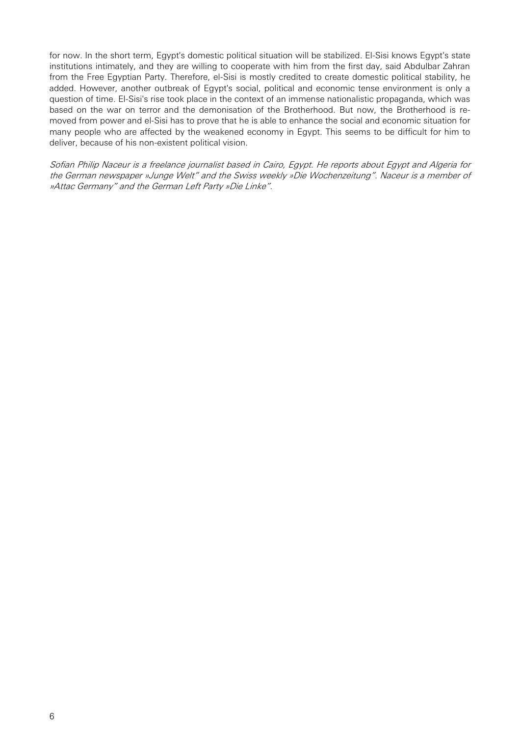for now. In the short term, Egypt's domestic political situation will be stabilized. El-Sisi knows Egypt's state institutions intimately, and they are willing to cooperate with him from the first day, said Abdulbar Zahran from the Free Egyptian Party. Therefore, el-Sisi is mostly credited to create domestic political stability, he added. However, another outbreak of Egypt's social, political and economic tense environment is only a question of time. El-Sisi's rise took place in the context of an immense nationalistic propaganda, which was based on the war on terror and the demonisation of the Brotherhood. But now, the Brotherhood is removed from power and el-Sisi has to prove that he is able to enhance the social and economic situation for many people who are affected by the weakened economy in Egypt. This seems to be difficult for him to deliver, because of his non-existent political vision.

*Sofian Philip Naceur is a freelance journalist based in Cairo, Egypt. He reports about Egypt and Algeria for the German newspaper »Junge Welt" and the Swiss weekly »Die Wochenzeitung". Naceur is a member of »Attac Germany" and the German Left Party »Die Linke".*